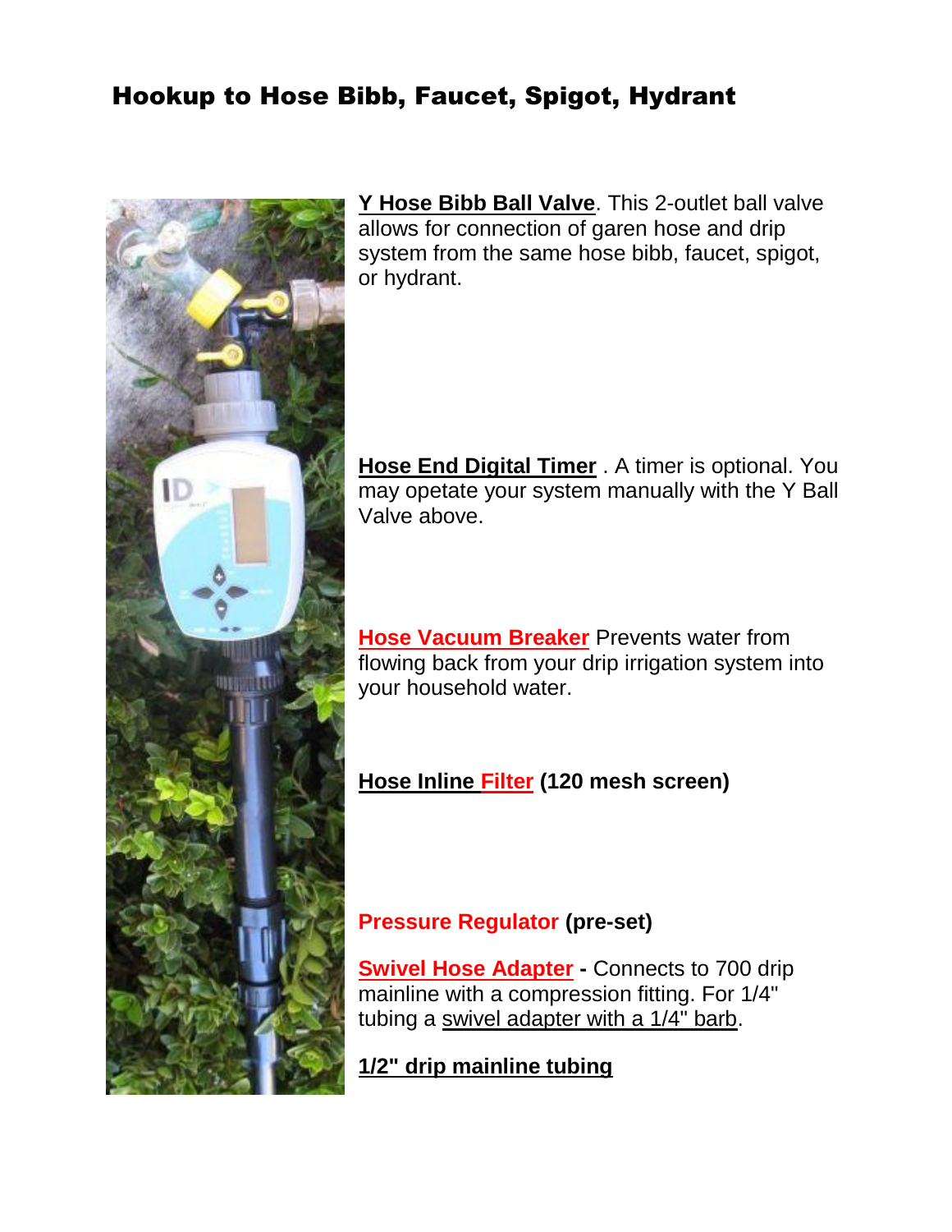## Hookup to Hose Bibb, Faucet, Spigot, Hydrant

**Y Hose Bibb Ball Valve**. This 2-outlet ball valve allows for connection of garen hose and drip system from the same hose bibb, faucet, spigot, or hydrant.

**Hose End Digital Timer** . A timer is optional. You may opetate your system manually with the Y Ball Valve above.

**Hose Vacuum Breaker** Prevents water from flowing back from your drip irrigation system into your household water.

**Hose Inline Filter (120 mesh screen)**

**Pressure Regulator (pre-set)**

**Swivel Hose Adapter -** Connects to 700 drip mainline with a compression fitting. For 1/4" tubing a swivel adapter with a 1/4" barb.

**1/2" drip mainline tubing**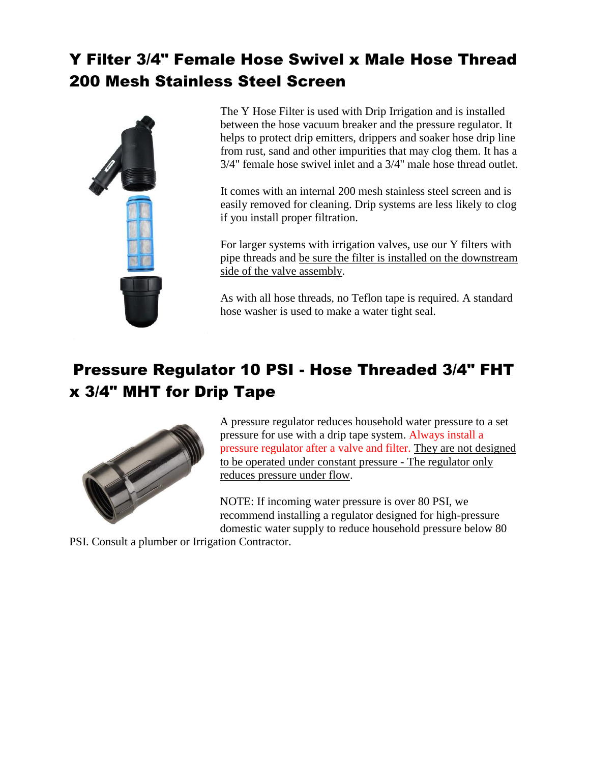## Y Filter 3/4" Female Hose Swivel x Male Hose Thread 200 Mesh Stainless Steel Screen

The Y Hose Filter is used with Drip Irrigation and is installed between the hose vacuum breaker and the pressure regulator. It helps to protect drip emitters, drippers and soaker hose drip line from rust, sand and other impurities that may clog them. It has a 3/4" female hose swivel inlet and a 3/4" male hose thread outlet.

It comes with an internal 200 mesh stainless steel screen and is easily removed for cleaning. Drip systems are less likely to clog if you install proper filtration.

For larger systems with irrigation valves, use our Y filters with pipe threads and be sure the filter is installed on the downstream side of the valve assembly.

As with all hose threads, no Teflon tape is required. A standard hose washer is used to make a water tight seal.

## Pressure Regulator 10 PSI - Hose Threaded 3/4" FHT x 3/4" MHT for Drip Tape

A pressure regulator reduces household water pressure to a set pressure for use with a drip tape system. Always install a pressure regulator after a valve and filter. They are not designed to be operated under constant pressure - The regulator only reduces pressure under flow.

NOTE: If incoming water pressure is over 80 PSI, we recommend installing a regulator designed for high-pressure domestic water supply to reduce household pressure below 80 PSI. Consult a plumber or Irrigation Contractor.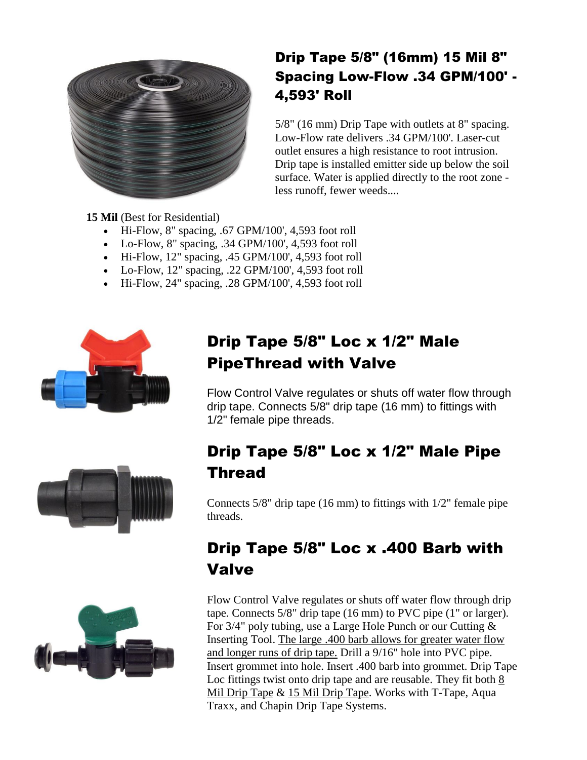## Drip Tape 5/8" (16mm) 15 Mil 8" Spacing Low-Flow .34 GPM/100' - 4,593' Roll

5/8" (16 mm) Drip Tape with outlets at 8" spacing. Low-Flow rate delivers .34 GPM/100'. Laser-cut outlet ensures a high resistance to root intrusion. Drip tape is installed emitter side up below the soil surface. Water is applied directly to the root zone - less runoff, fewer weeds....

**15 Mil** (Best for Residential)

- Hi-Flow, 8" spacing, .67 GPM/100', 4,593 foot roll
- Lo-Flow, 8" spacing, .34 GPM/100', 4,593 foot roll
- Hi-Flow, 12" spacing, .45 GPM/100', 4,593 foot roll
- Lo-Flow, 12" spacing, .22 GPM/100', 4,593 foot roll
- Hi-Flow, 24" spacing, .28 GPM/100', 4,593 foot roll

## Drip Tape 5/8" Loc x 1/2" Male PipeThread with Valve

Flow Control Valve regulates or shuts off water flow through drip tape. Connects 5/8" drip tape (16 mm) to fittings with 1/2" female pipe threads.

## Drip Tape 5/8" Loc x 1/2" Male Pipe Thread

Connects 5/8" drip tape (16 mm) to fittings with 1/2" female pipe threads.

## Drip Tape 5/8" Loc x .400 Barb with Valve

Flow Control Valve regulates or shuts off water flow through drip tape. Connects 5/8" drip tape (16 mm) to PVC pipe (1" or larger). For 3/4" poly tubing, use a Large Hole Punch or our Cutting & Inserting Tool. The large .400 barb allows for greater water flow and longer runs of drip tape. Drill a 9/16" hole into PVC pipe. Insert grommet into hole. Insert .400 barb into grommet. Drip Tape Loc fittings twist onto drip tape and are reusable. They fit both 8 Mil Drip Tape & 15 Mil Drip Tape. Works with T-Tape, Aqua Traxx, and Chapin Drip Tape Systems.